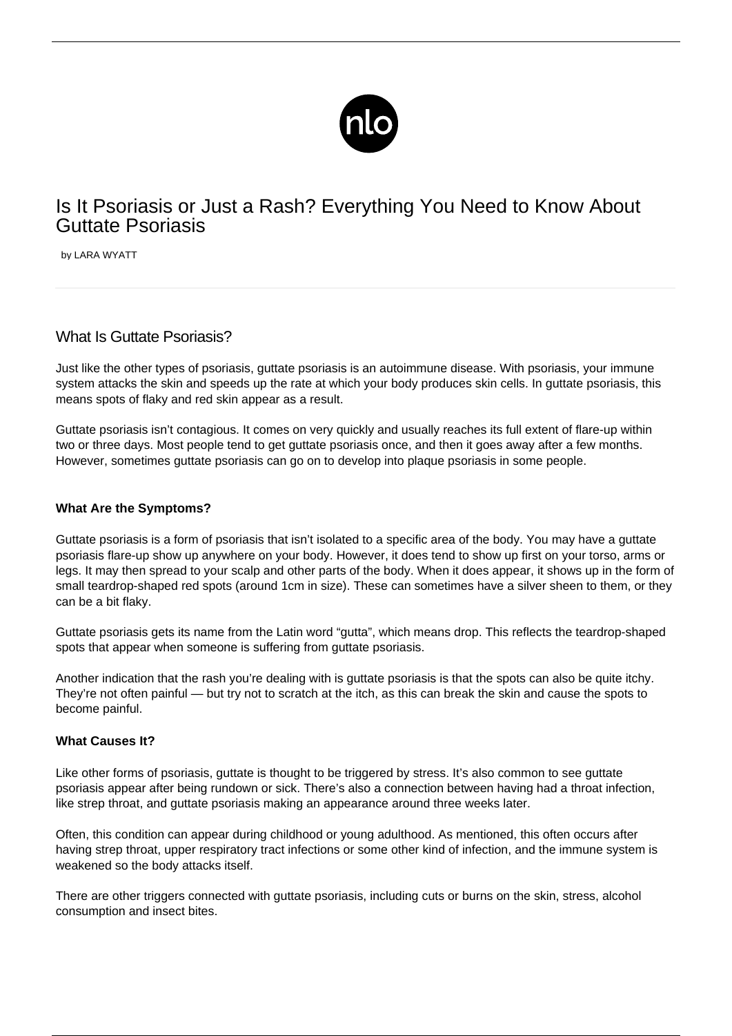# Is It Psoriasis or Just a Rash? Everything You Need to Know About Guttate Psoriasis

by LARA WYATT

## What Is Guttate Psoriasis?

Just like the other types of psoriasis, guttate psoriasis is an autoimmune disease. With psoriasis, your immune system attacks the skin and speeds up the rate at which your body produces skin cells. In guttate psoriasis, this means spots of flaky and red skin appear as a result.

Guttate psoriasis isn't contagious. It comes on very quickly and usually reaches its full extent of flare-up within two or three days. Most people tend to get guttate psoriasis once, and then it goes away after a few months. However, sometimes guttate psoriasis can go on to develop into plaque psoriasis in some people.

### What Are the Symptoms?

Guttate psoriasis is a form of psoriasis that isn't isolated to a specific area of the body. You may have a guttate psoriasis flare-up show up anywhere on your body. However, it does tend to show up first on your torso, arms or legs. It may then spread to your scalp and other parts of the body. When it does appear, it shows up in the form of small teardrop-shaped red spots (around 1cm in size). These can sometimes have a silver sheen to them, or they can be a bit flaky.

Guttate psoriasis gets its name from the Latin word "gutta", which means drop. This reflects the teardrop-shaped spots that appear when someone is suffering from guttate psoriasis.

Another indication that the rash you're dealing with is guttate psoriasis is that the spots can also be quite itchy. They're not often painful — but try not to scratch at the itch, as this can break the skin and cause the spots to become painful.

### What Causes It?

Like other forms of psoriasis, guttate is thought to be triggered by stress. It's also common to see guttate psoriasis appear after being rundown or sick. There's also a connection between having had a throat infection, like strep throat, and guttate psoriasis making an appearance around three weeks later.

Often, this condition can appear during childhood or young adulthood. As mentioned, this often occurs after having strep throat, upper respiratory tract infections or some other kind of infection, and the immune system is weakened so the body attacks itself.

There are other triggers connected with guttate psoriasis, including cuts or burns on the skin, stress, alcohol consumption and insect bites.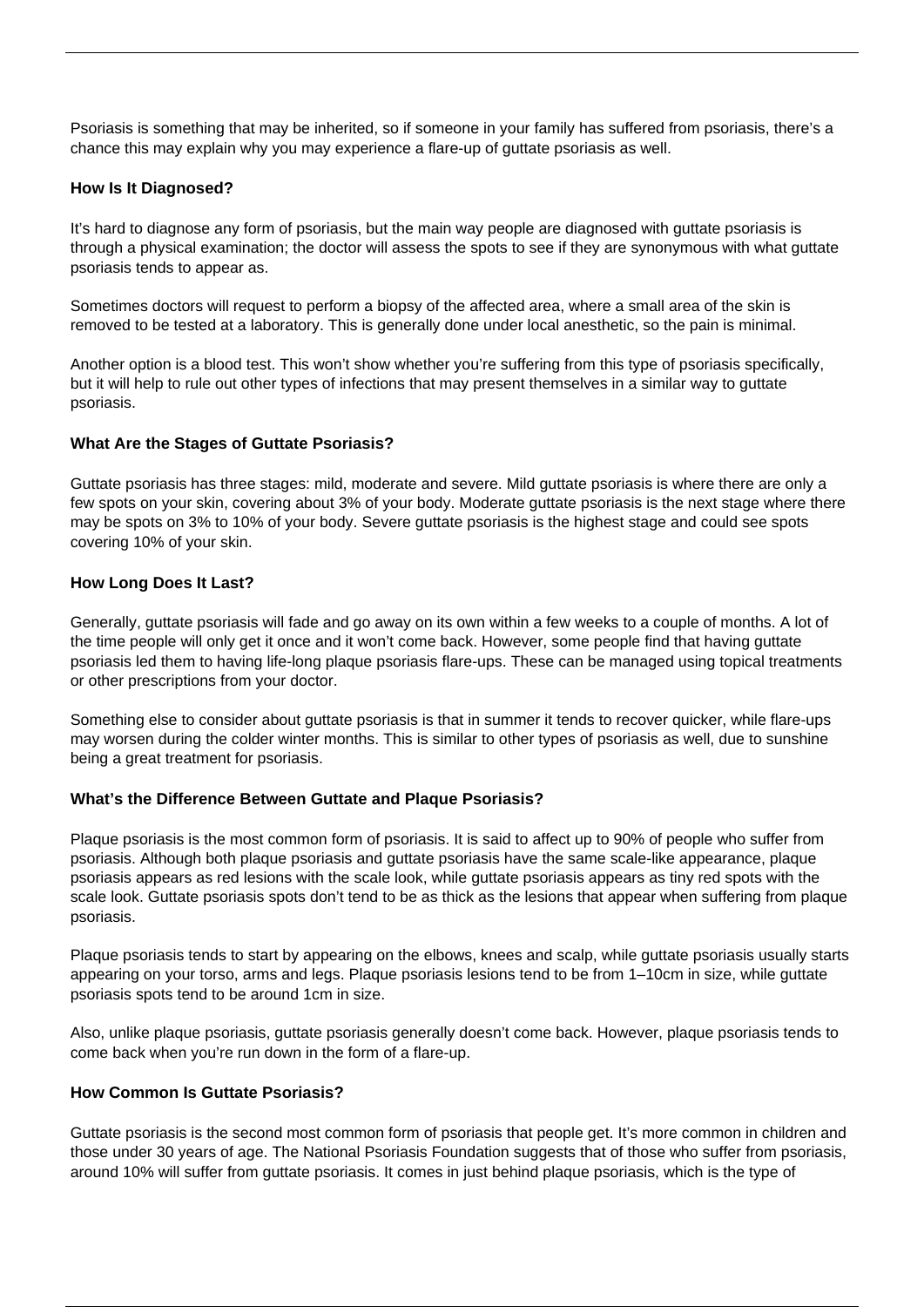Psoriasis is something that may be inherited, so if someone in your family has suffered from psoriasis, there's a chance this may explain why you may experience a flare-up of guttate psoriasis as well.

**How Is It Diagnosed?**

It's hard to diagnose any form of psoriasis, but the main way people are diagnosed with guttate psoriasis is through a physical examination; the doctor will assess the spots to see if they are synonymous with what guttate psoriasis tends to appear as.

Sometimes doctors will request to perform a biopsy of the affected area, where a small area of the skin is removed to be tested at a laboratory. This is generally done under local anesthetic, so the pain is minimal.

Another option is a blood test. This won't show whether you're suffering from this type of psoriasis specifically, but it will help to rule out other types of infections that may present themselves in a similar way to guttate psoriasis.

**What Are the Stages of Guttate Psoriasis?**

Guttate psoriasis has three stages: mild, moderate and severe. Mild guttate psoriasis is where there are only a few spots on your skin, covering about 3% of your body. Moderate guttate psoriasis is the next stage where there may be spots on 3% to 10% of your body. Severe guttate psoriasis is the highest stage and could see spots covering 10% of your skin.

**How Long Does It Last?**

Generally, guttate psoriasis will fade and go away on its own within a few weeks to a couple of months. A lot of the time people will only get it once and it won't come back. However, some people find that having guttate psoriasis led them to having life-long plaque psoriasis flare-ups. These can be managed using topical treatments or other prescriptions from your doctor.

Something else to consider about guttate psoriasis is that in summer it tends to recover quicker, while flare-ups may worsen during the colder winter months. This is similar to other types of psoriasis as well, due to sunshine being a great treatment for psoriasis.

**What's the Difference Between Guttate and Plaque Psoriasis?**

Plaque psoriasis is the most common form of psoriasis. It is said to affect up to 90% of people who suffer from psoriasis. Although both plaque psoriasis and guttate psoriasis have the same scale-like appearance, plaque psoriasis appears as red lesions with the scale look, while guttate psoriasis appears as tiny red spots with the scale look. Guttate psoriasis spots don't tend to be as thick as the lesions that appear when suffering from plaque psoriasis.

Plaque psoriasis tends to start by appearing on the elbows, knees and scalp, while guttate psoriasis usually starts appearing on your torso, arms and legs. Plaque psoriasis lesions tend to be from 1–10cm in size, while guttate psoriasis spots tend to be around 1cm in size.

Also, unlike plaque psoriasis, guttate psoriasis generally doesn't come back. However, plaque psoriasis tends to come back when you're run down in the form of a flare-up.

**How Common Is Guttate Psoriasis?**

Guttate psoriasis is the second most common form of psoriasis that people get. It's more common in children and those under 30 years of age. The National Psoriasis Foundation suggests that of those who suffer from psoriasis, around 10% will suffer from guttate psoriasis. It comes in just behind plaque psoriasis, which is the type of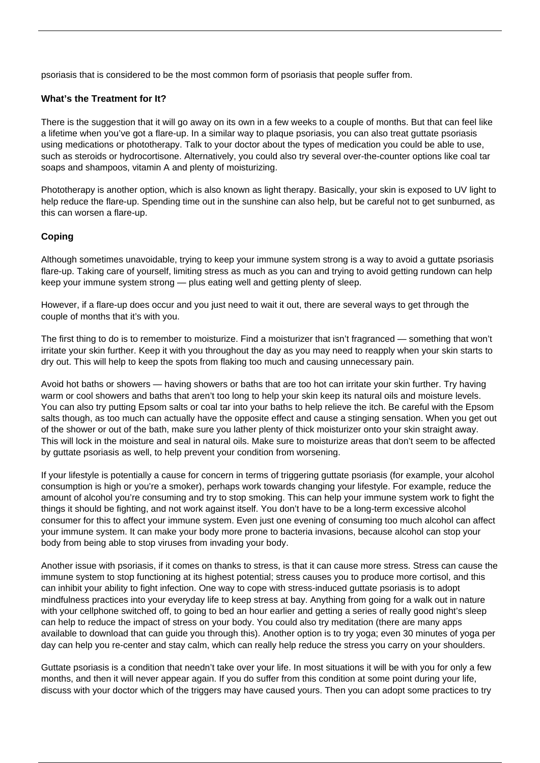psoriasis that is considered to be the most common form of psoriasis that people suffer from.

**What's the Treatment for It?**

There is the suggestion that it will go away on its own in a few weeks to a couple of months. But that can feel like a lifetime when you've got a flare-up. In a similar way to plaque psoriasis, you can also treat guttate psoriasis using medications or phototherapy. Talk to your doctor about the types of medication you could be able to use, such as steroids or hydrocortisone. Alternatively, you could also try several over-the-counter options like coal tar soaps and shampoos, vitamin A and plenty of moisturizing.

Phototherapy is another option, which is also known as light therapy. Basically, your skin is exposed to UV light to help reduce the flare-up. Spending time out in the sunshine can also help, but be careful not to get sunburned, as this can worsen a flare-up.

**Coping**

Although sometimes unavoidable, trying to keep your immune system strong is a way to avoid a guttate psoriasis flare-up. Taking care of yourself, limiting stress as much as you can and trying to avoid getting rundown can help keep your immune system strong — plus eating well and getting plenty of sleep.

However, if a flare-up does occur and you just need to wait it out, there are several ways to get through the couple of months that it's with you.

The first thing to do is to remember to moisturize. Find a moisturizer that isn't fragranced — something that won't irritate your skin further. Keep it with you throughout the day as you may need to reapply when your skin starts to dry out. This will help to keep the spots from flaking too much and causing unnecessary pain.

Avoid hot baths or showers — having showers or baths that are too hot can irritate your skin further. Try having warm or cool showers and baths that aren't too long to help your skin keep its natural oils and moisture levels. You can also try putting Epsom salts or coal tar into your baths to help relieve the itch. Be careful with the Epsom salts though, as too much can actually have the opposite effect and cause a stinging sensation. When you get out of the shower or out of the bath, make sure you lather plenty of thick moisturizer onto your skin straight away. This will lock in the moisture and seal in natural oils. Make sure to moisturize areas that don't seem to be affected by guttate psoriasis as well, to help prevent your condition from worsening.

If your lifestyle is potentially a cause for concern in terms of triggering guttate psoriasis (for example, your alcohol consumption is high or you're a smoker), perhaps work towards changing your lifestyle. For example, reduce the amount of alcohol you're consuming and try to stop smoking. This can help your immune system work to fight the things it should be fighting, and not work against itself. You don't have to be a long-term excessive alcohol consumer for this to affect your immune system. Even just one evening of consuming too much alcohol can affect your immune system. It can make your body more prone to bacteria invasions, because alcohol can stop your body from being able to stop viruses from invading your body.

Another issue with psoriasis, if it comes on thanks to stress, is that it can cause more stress. Stress can cause the immune system to stop functioning at its highest potential; stress causes you to produce more cortisol, and this can inhibit your ability to fight infection. One way to cope with stress-induced guttate psoriasis is to adopt mindfulness practices into your everyday life to keep stress at bay. Anything from going for a walk out in nature with your cellphone switched off, to going to bed an hour earlier and getting a series of really good night's sleep can help to reduce the impact of stress on your body. You could also try meditation (there are many apps available to download that can guide you through this). Another option is to try yoga; even 30 minutes of yoga per day can help you re-center and stay calm, which can really help reduce the stress you carry on your shoulders.

Guttate psoriasis is a condition that needn't take over your life. In most situations it will be with you for only a few months, and then it will never appear again. If you do suffer from this condition at some point during your life, discuss with your doctor which of the triggers may have caused yours. Then you can adopt some practices to try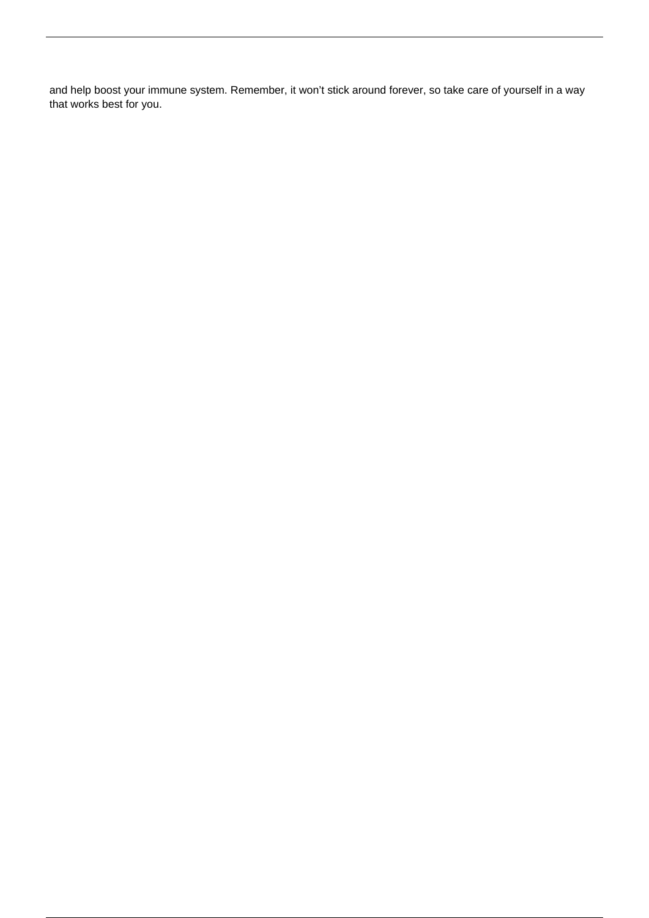and help boost your immune system. Remember, it won't stick around forever, so take care of yourself in a way that works best for you.